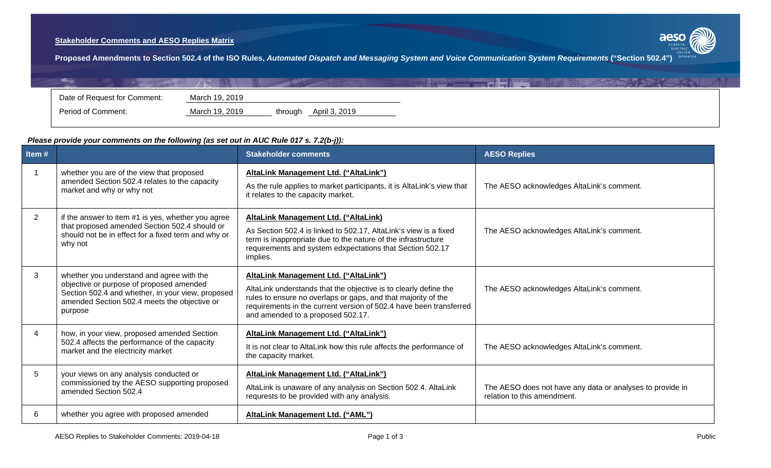**Stakeholder Comments and AESO Replies Matrix**

**Proposed Amendments to Section 502.4 of the ISO Rules, *Automated Dispatch and Messaging System and Voice Communication System Requirements* ("Section 502.4")**

| | |
|---|---|
| Date of Request for Comment: | March 19, 2019 |
| Period of Comment: | March 19, 2019 through April 3, 2019 |

***Please provide your comments on the following (as set out in AUC Rule 017 s. 7.2(b-j)):***

| Item # | | Stakeholder comments | AESO Replies |
|---|---|---|---|
| 1 | whether you are of the view that proposed amended Section 502.4 relates to the capacity market and why or why not | **AltaLink Management Ltd. ("AltaLink")**<br>As the rule applies to market participants, it is AltaLink's view that it relates to the capacity market. | The AESO acknowledges AltaLink's comment. |
| 2 | if the answer to item #1 is yes, whether you agree that proposed amended Section 502.4 should or should not be in effect for a fixed term and why or why not | **AltaLink Management Ltd. ("AltaLink)**<br>As Section 502.4 is linked to 502.17, AltaLink's view is a fixed term is inappropriate due to the nature of the infrastructure requirements and system edxpectations that Section 502.17 implies. | The AESO acknowledges AltaLink's comment. |
| 3 | whether you understand and agree with the objective or purpose of proposed amended Section 502.4 and whether, in your view, proposed amended Section 502.4 meets the objective or purpose | **AltaLink Management Ltd. ("AltaLink")**<br>AltaLink understands that the objective is to clearly define the rules to ensure no overlaps or gaps, and that majority of the requirements in the current version of 502.4 have been transferred and amended to a proposed 502.17. | The AESO acknowledges AltaLink's comment. |
| 4 | how, in your view, proposed amended Section 502.4 affects the performance of the capacity market and the electricity market | **AltaLink Management Ltd. ("AltaLink")**<br>It is not clear to AltaLink how this rule affects the performance of the capacity market. | The AESO acknowledges AltaLink's comment. |
| 5 | your views on any analysis conducted or commissioned by the AESO supporting proposed amended Section 502.4 | **AltaLink Management Ltd. ("AltaLink")**<br>AltaLink is unaware of any analysis on Section 502.4. AltaLink requrests to be provided with any analysis. | The AESO does not have any data or analyses to provide in relation to this amendment. |
| 6 | whether you agree with proposed amended | **AltaLink Management Ltd. ("AML")** | |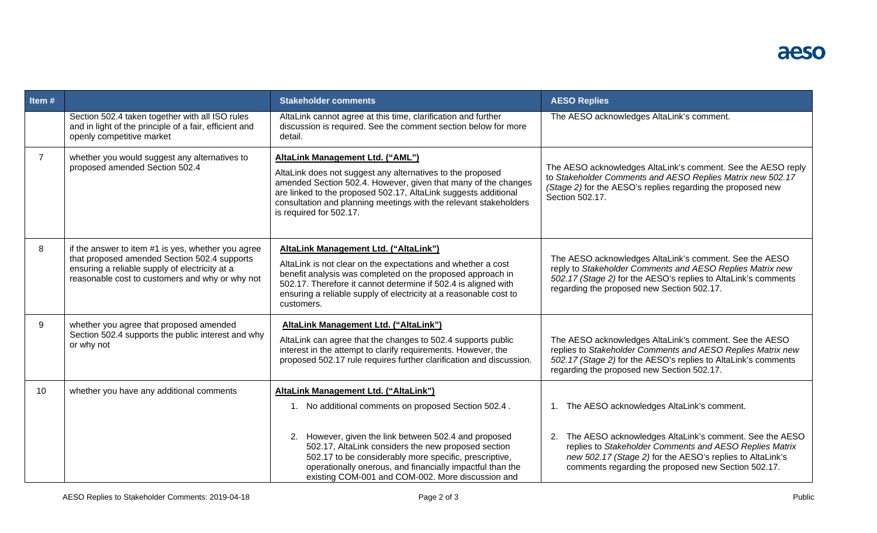| Item # | | Stakeholder comments | AESO Replies |
|---|---|---|---|
| | Section 502.4 taken together with all ISO rules and in light of the principle of a fair, efficient and openly competitive market | AltaLink cannot agree at this time, clarification and further discussion is required. See the comment section below for more detail. | The AESO acknowledges AltaLink's comment. |
| 7 | whether you would suggest any alternatives to proposed amended Section 502.4 | **AltaLink Management Ltd. ("AML")**<br><br>AltaLink does not suggest any alternatives to the proposed amended Section 502.4. However, given that many of the changes are linked to the proposed 502.17, AltaLink suggests additional consultation and planning meetings with the relevant stakeholders is required for 502.17. | The AESO acknowledges AltaLink's comment. See the AESO reply to *Stakeholder Comments and AESO Replies Matrix new 502.17 (Stage 2)* for the AESO's replies regarding the proposed new Section 502.17. |
| 8 | if the answer to item #1 is yes, whether you agree that proposed amended Section 502.4 supports ensuring a reliable supply of electricity at a reasonable cost to customers and why or why not | **AltaLink Management Ltd. ("AltaLink")**<br><br>AltaLink is not clear on the expectations and whether a cost benefit analysis was completed on the proposed approach in 502.17. Therefore it cannot determine if 502.4 is aligned with ensuring a reliable supply of electricity at a reasonable cost to customers. | The AESO acknowledges AltaLink's comment. See the AESO reply to *Stakeholder Comments and AESO Replies Matrix new 502.17 (Stage 2)* for the AESO's replies to AltaLink's comments regarding the proposed new Section 502.17. |
| 9 | whether you agree that proposed amended Section 502.4 supports the public interest and why or why not | **AltaLink Management Ltd. ("AltaLink")**<br><br>AltaLink can agree that the changes to 502.4 supports public interest in the attempt to clarify requirements. However, the proposed 502.17 rule requires further clarification and discussion. | The AESO acknowledges AltaLink's comment. See the AESO replies to *Stakeholder Comments and AESO Replies Matrix new 502.17 (Stage 2)* for the AESO's replies to AltaLink's comments regarding the proposed new Section 502.17. |
| 10 | whether you have any additional comments | **AltaLink Management Ltd. ("AltaLink")**<br><br>1. No additional comments on proposed Section 502.4 .<br><br>2. However, given the link between 502.4 and proposed 502.17, AltaLink considers the new proposed section 502.17 to be considerably more specific, prescriptive, operationally onerous, and financially impactful than the existing COM-001 and COM-002. More discussion and | 1. The AESO acknowledges AltaLink's comment.<br><br>2. The AESO acknowledges AltaLink's comment. See the AESO replies to *Stakeholder Comments and AESO Replies Matrix new 502.17 (Stage 2)* for the AESO's replies to AltaLink's comments regarding the proposed new Section 502.17. |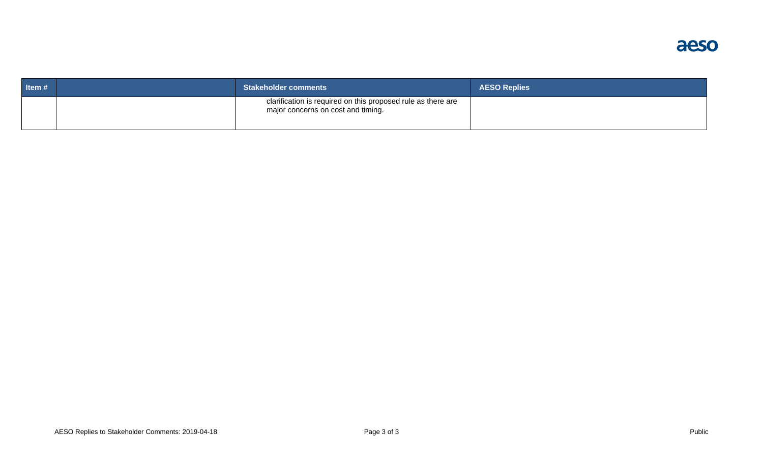| Item # | | Stakeholder comments | AESO Replies |
|---|---|---|---|
| | | clarification is required on this proposed rule as there are major concerns on cost and timing. | |